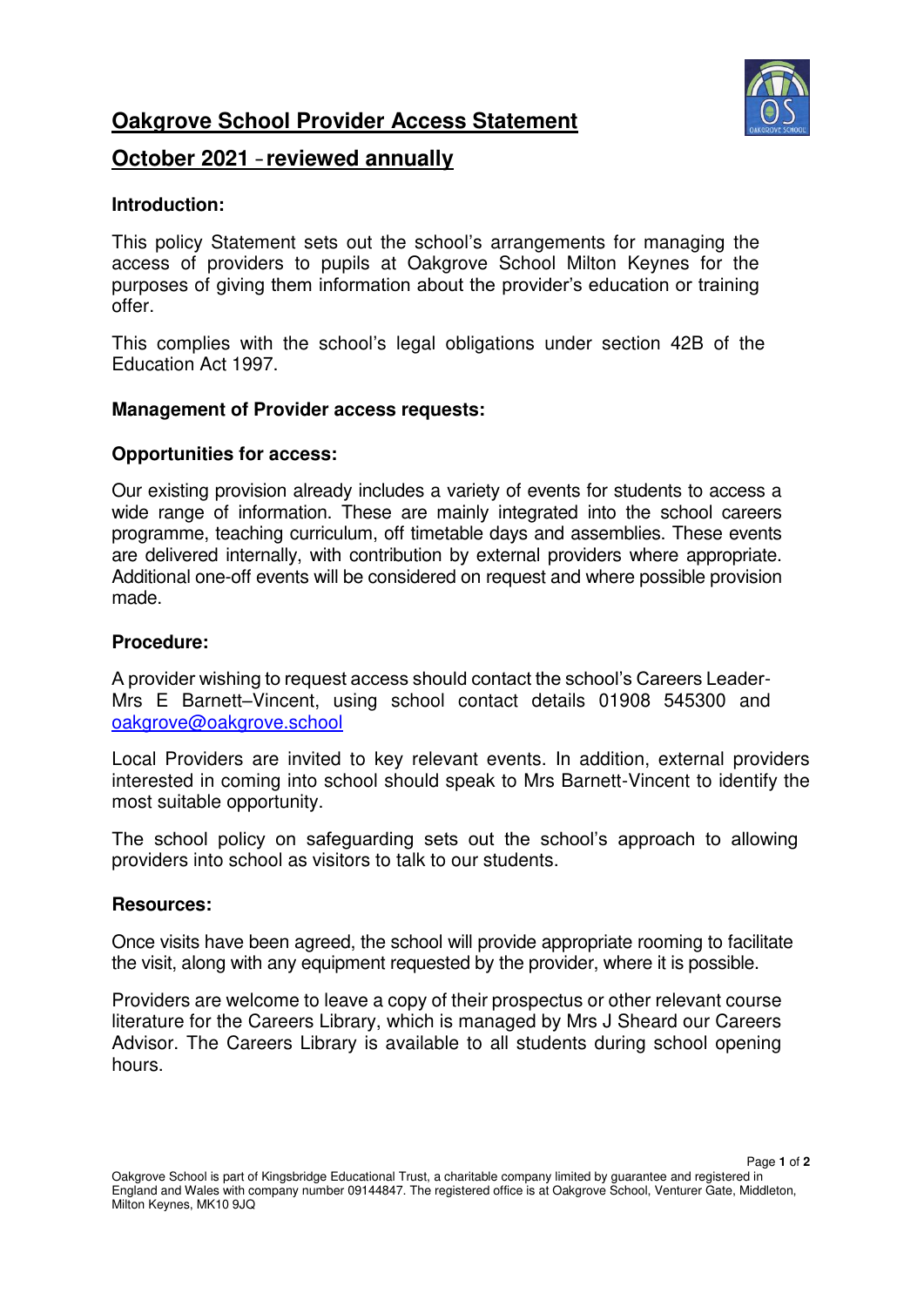# Oakgrove School Provider Access Statement

## October 2021 - reviewed annually

**Introduction:**

This policy Statement sets out the school's arrangements for managing the access of providers to pupils at Oakgrove School Milton Keynes for the purposes of giving them information about the provider's education or training offer.

This complies with the school's legal obligations under section 42B of the Education Act 1997.

**Management of Provider access requests:**

**Opportunities for access:**

Our existing provision already includes a variety of events for students to access a wide range of information. These are mainly integrated into the school careers programme, teaching curriculum, off timetable days and assemblies. These events are delivered internally, with contribution by external providers where appropriate. Additional one-off events will be considered on request and where possible provision made.

**Procedure:**

A provider wishing to request access should contact the school's Careers Leader- Mrs E Barnett–Vincent, using school contact details 01908 545300 and oakgrove@oakgrove.school

Local Providers are invited to key relevant events. In addition, external providers interested in coming into school should speak to Mrs Barnett-Vincent to identify the most suitable opportunity.

The school policy on safeguarding sets out the school's approach to allowing providers into school as visitors to talk to our students.

**Resources:**

Once visits have been agreed, the school will provide appropriate rooming to facilitate the visit, along with any equipment requested by the provider, where it is possible.

Providers are welcome to leave a copy of their prospectus or other relevant course literature for the Careers Library, which is managed by Mrs J Sheard our Careers Advisor. The Careers Library is available to all students during school opening hours.

Oakgrove School is part of Kingsbridge Educational Trust, a charitable company limited by guarantee and registered in England and Wales with company number 09144847. The registered office is at Oakgrove School, Venturer Gate, Middleton, Milton Keynes, MK10 9JQ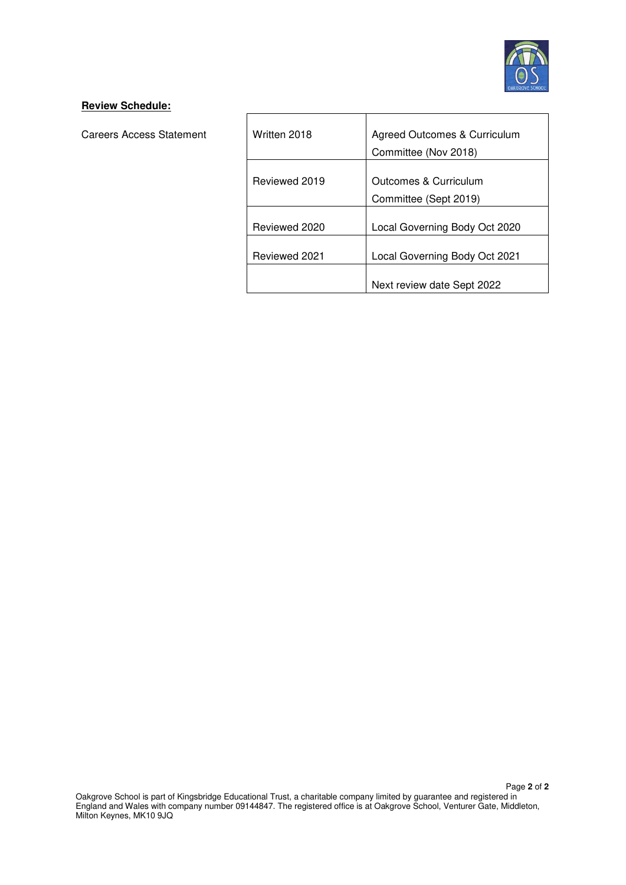**Review Schedule:**

Careers Access Statement

| | |
|---|---|
| Written 2018 | Agreed Outcomes & Curriculum Committee (Nov 2018) |
| Reviewed 2019 | Outcomes & Curriculum Committee (Sept 2019) |
| Reviewed 2020 | Local Governing Body Oct 2020 |
| Reviewed 2021 | Local Governing Body Oct 2021 |
| | Next review date Sept 2022 |